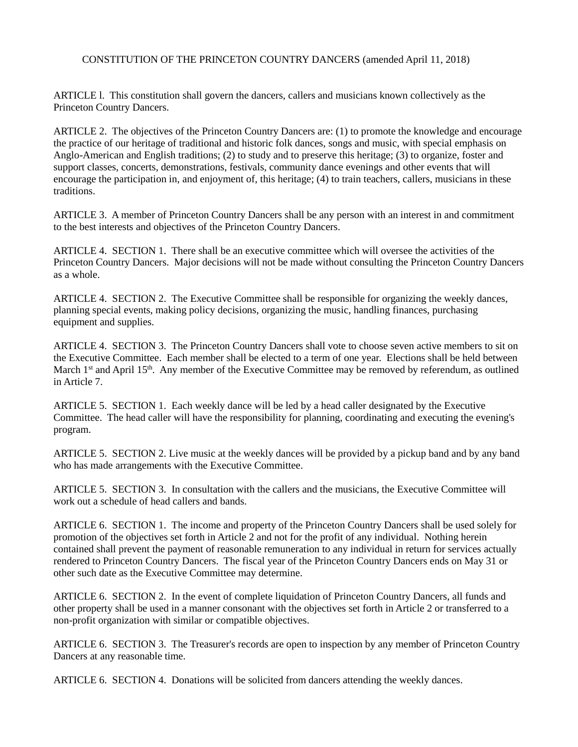# CONSTITUTION OF THE PRINCETON COUNTRY DANCERS (amended April 11, 2018)

ARTICLE l. This constitution shall govern the dancers, callers and musicians known collectively as the Princeton Country Dancers.

ARTICLE 2. The objectives of the Princeton Country Dancers are: (1) to promote the knowledge and encourage the practice of our heritage of traditional and historic folk dances, songs and music, with special emphasis on Anglo-American and English traditions; (2) to study and to preserve this heritage; (3) to organize, foster and support classes, concerts, demonstrations, festivals, community dance evenings and other events that will encourage the participation in, and enjoyment of, this heritage; (4) to train teachers, callers, musicians in these traditions.

ARTICLE 3. A member of Princeton Country Dancers shall be any person with an interest in and commitment to the best interests and objectives of the Princeton Country Dancers.

ARTICLE 4. SECTION 1. There shall be an executive committee which will oversee the activities of the Princeton Country Dancers. Major decisions will not be made without consulting the Princeton Country Dancers as a whole.

ARTICLE 4. SECTION 2. The Executive Committee shall be responsible for organizing the weekly dances, planning special events, making policy decisions, organizing the music, handling finances, purchasing equipment and supplies.

ARTICLE 4. SECTION 3. The Princeton Country Dancers shall vote to choose seven active members to sit on the Executive Committee. Each member shall be elected to a term of one year. Elections shall be held between March 1st and April 15th. Any member of the Executive Committee may be removed by referendum, as outlined in Article 7.

ARTICLE 5. SECTION 1. Each weekly dance will be led by a head caller designated by the Executive Committee. The head caller will have the responsibility for planning, coordinating and executing the evening's program.

ARTICLE 5. SECTION 2. Live music at the weekly dances will be provided by a pickup band and by any band who has made arrangements with the Executive Committee.

ARTICLE 5. SECTION 3. In consultation with the callers and the musicians, the Executive Committee will work out a schedule of head callers and bands.

ARTICLE 6. SECTION 1. The income and property of the Princeton Country Dancers shall be used solely for promotion of the objectives set forth in Article 2 and not for the profit of any individual. Nothing herein contained shall prevent the payment of reasonable remuneration to any individual in return for services actually rendered to Princeton Country Dancers. The fiscal year of the Princeton Country Dancers ends on May 31 or other such date as the Executive Committee may determine.

ARTICLE 6. SECTION 2. In the event of complete liquidation of Princeton Country Dancers, all funds and other property shall be used in a manner consonant with the objectives set forth in Article 2 or transferred to a non-profit organization with similar or compatible objectives.

ARTICLE 6. SECTION 3. The Treasurer's records are open to inspection by any member of Princeton Country Dancers at any reasonable time.

ARTICLE 6. SECTION 4. Donations will be solicited from dancers attending the weekly dances.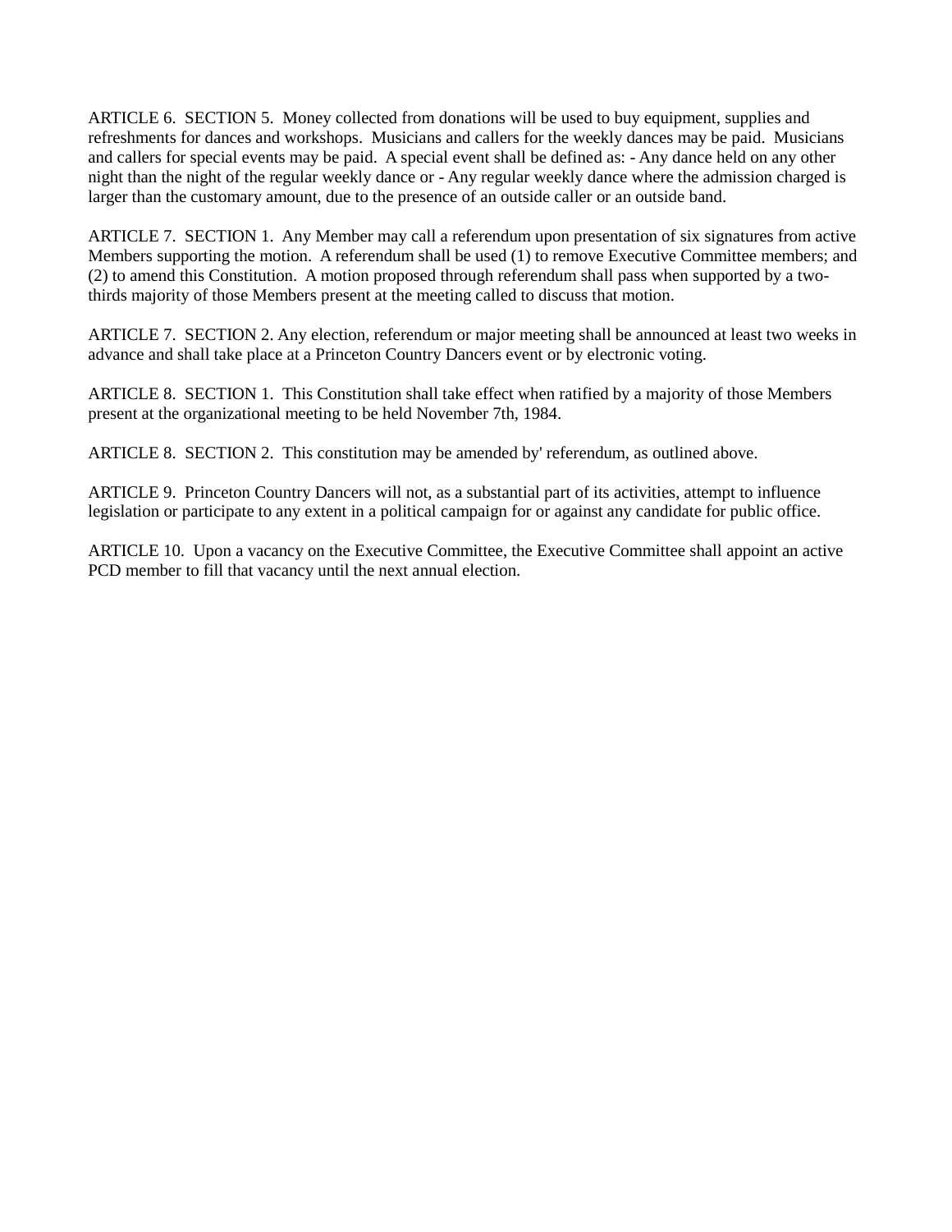ARTICLE 6. SECTION 5. Money collected from donations will be used to buy equipment, supplies and refreshments for dances and workshops. Musicians and callers for the weekly dances may be paid. Musicians and callers for special events may be paid. A special event shall be defined as: - Any dance held on any other night than the night of the regular weekly dance or - Any regular weekly dance where the admission charged is larger than the customary amount, due to the presence of an outside caller or an outside band.

ARTICLE 7. SECTION 1. Any Member may call a referendum upon presentation of six signatures from active Members supporting the motion. A referendum shall be used (1) to remove Executive Committee members; and (2) to amend this Constitution. A motion proposed through referendum shall pass when supported by a two-thirds majority of those Members present at the meeting called to discuss that motion.

ARTICLE 7. SECTION 2. Any election, referendum or major meeting shall be announced at least two weeks in advance and shall take place at a Princeton Country Dancers event or by electronic voting.

ARTICLE 8. SECTION 1. This Constitution shall take effect when ratified by a majority of those Members present at the organizational meeting to be held November 7th, 1984.

ARTICLE 8. SECTION 2. This constitution may be amended by' referendum, as outlined above.

ARTICLE 9. Princeton Country Dancers will not, as a substantial part of its activities, attempt to influence legislation or participate to any extent in a political campaign for or against any candidate for public office.

ARTICLE 10. Upon a vacancy on the Executive Committee, the Executive Committee shall appoint an active PCD member to fill that vacancy until the next annual election.